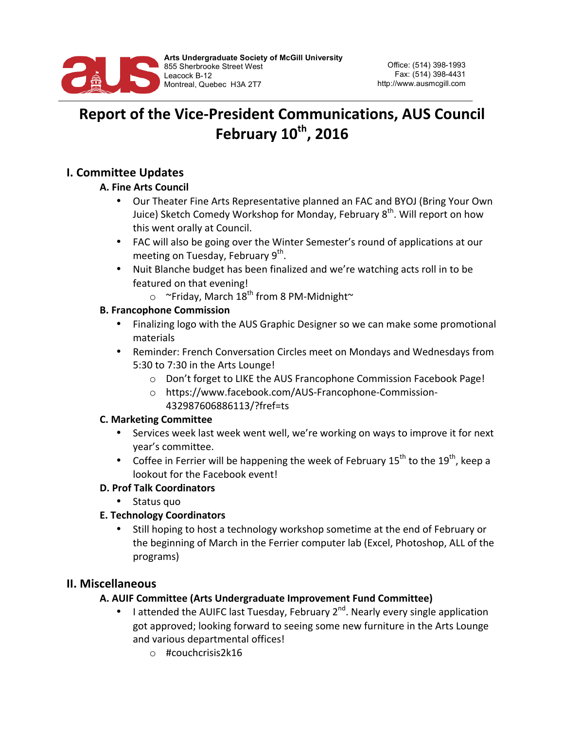Arts Undergraduate Society of McGill University
855 Sherbrooke Street West
Leacock B-12
Montreal, Quebec H3A 2T7

Office: (514) 398-1993
Fax: (514) 398-4431
http://www.ausmcgill.com

# Report of the Vice-President Communications, AUS Council February 10th, 2016

## I. Committee Updates

### A. Fine Arts Council

- Our Theater Fine Arts Representative planned an FAC and BYOJ (Bring Your Own Juice) Sketch Comedy Workshop for Monday, February 8th. Will report on how this went orally at Council.
- FAC will also be going over the Winter Semester's round of applications at our meeting on Tuesday, February 9th.
- Nuit Blanche budget has been finalized and we're watching acts roll in to be featured on that evening!
  - ~Friday, March 18th from 8 PM-Midnight~

### B. Francophone Commission

- Finalizing logo with the AUS Graphic Designer so we can make some promotional materials
- Reminder: French Conversation Circles meet on Mondays and Wednesdays from 5:30 to 7:30 in the Arts Lounge!
  - Don't forget to LIKE the AUS Francophone Commission Facebook Page!
  - https://www.facebook.com/AUS-Francophone-Commission-432987606886113/?fref=ts

### C. Marketing Committee

- Services week last week went well, we're working on ways to improve it for next year's committee.
- Coffee in Ferrier will be happening the week of February 15th to the 19th, keep a lookout for the Facebook event!

### D. Prof Talk Coordinators

- Status quo

### E. Technology Coordinators

- Still hoping to host a technology workshop sometime at the end of February or the beginning of March in the Ferrier computer lab (Excel, Photoshop, ALL of the programs)

## II. Miscellaneous

### A. AUIF Committee (Arts Undergraduate Improvement Fund Committee)

- I attended the AUIFC last Tuesday, February 2nd. Nearly every single application got approved; looking forward to seeing some new furniture in the Arts Lounge and various departmental offices!
  - #couchcrisis2k16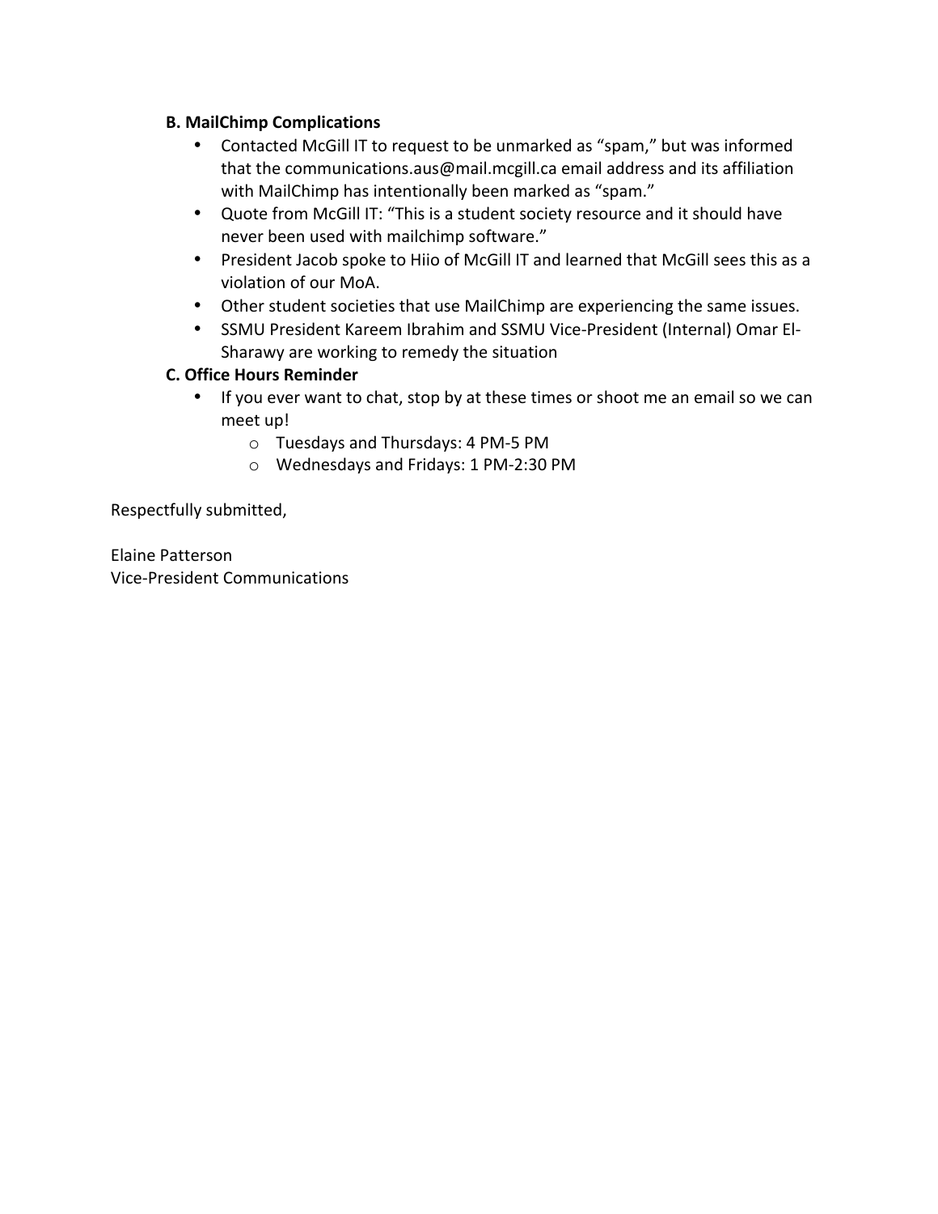### B. MailChimp Complications

- Contacted McGill IT to request to be unmarked as "spam," but was informed that the communications.aus@mail.mcgill.ca email address and its affiliation with MailChimp has intentionally been marked as "spam."
- Quote from McGill IT: "This is a student society resource and it should have never been used with mailchimp software."
- President Jacob spoke to Hiio of McGill IT and learned that McGill sees this as a violation of our MoA.
- Other student societies that use MailChimp are experiencing the same issues.
- SSMU President Kareem Ibrahim and SSMU Vice-President (Internal) Omar El-Sharawy are working to remedy the situation

### C. Office Hours Reminder

- If you ever want to chat, stop by at these times or shoot me an email so we can meet up!
  - Tuesdays and Thursdays: 4 PM-5 PM
  - Wednesdays and Fridays: 1 PM-2:30 PM

Respectfully submitted,

Elaine Patterson
Vice-President Communications